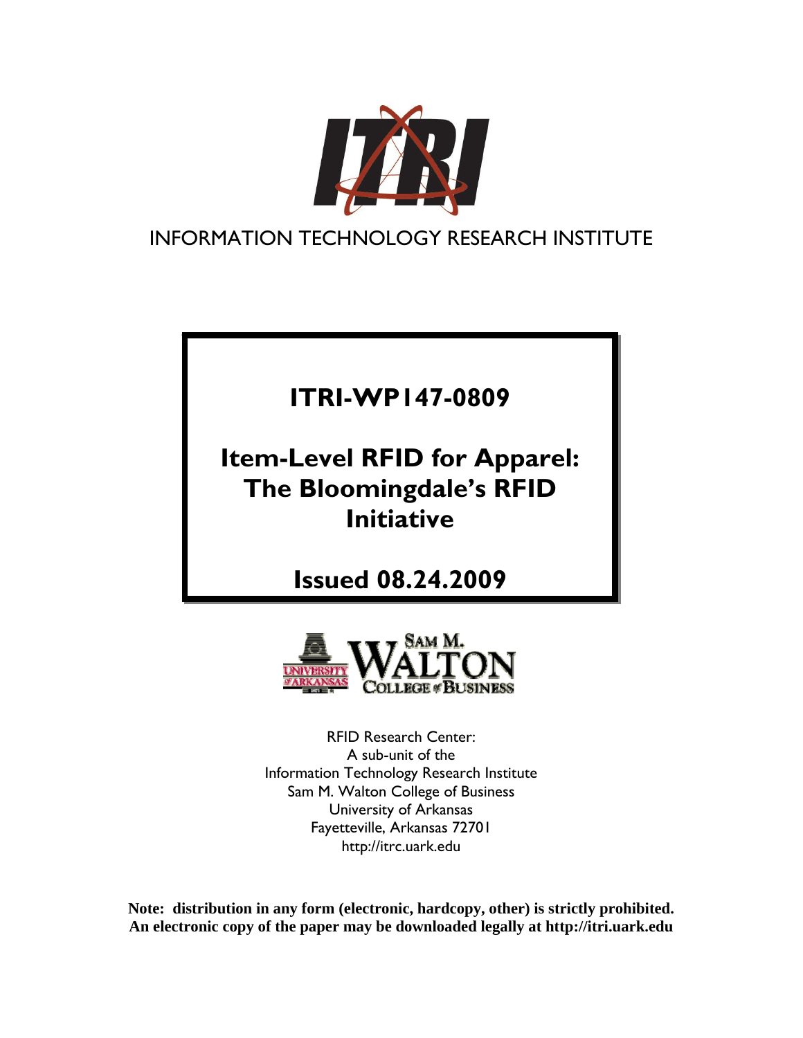INFORMATION TECHNOLOGY RESEARCH INSTITUTE

# ITRI-WP147-0809

# Item-Level RFID for Apparel: The Bloomingdale's RFID Initiative

## Issued 08.24.2009

RFID Research Center:
A sub-unit of the
Information Technology Research Institute
Sam M. Walton College of Business
University of Arkansas
Fayetteville, Arkansas 72701
http://itrc.uark.edu

**Note: distribution in any form (electronic, hardcopy, other) is strictly prohibited. An electronic copy of the paper may be downloaded legally at http://itri.uark.edu**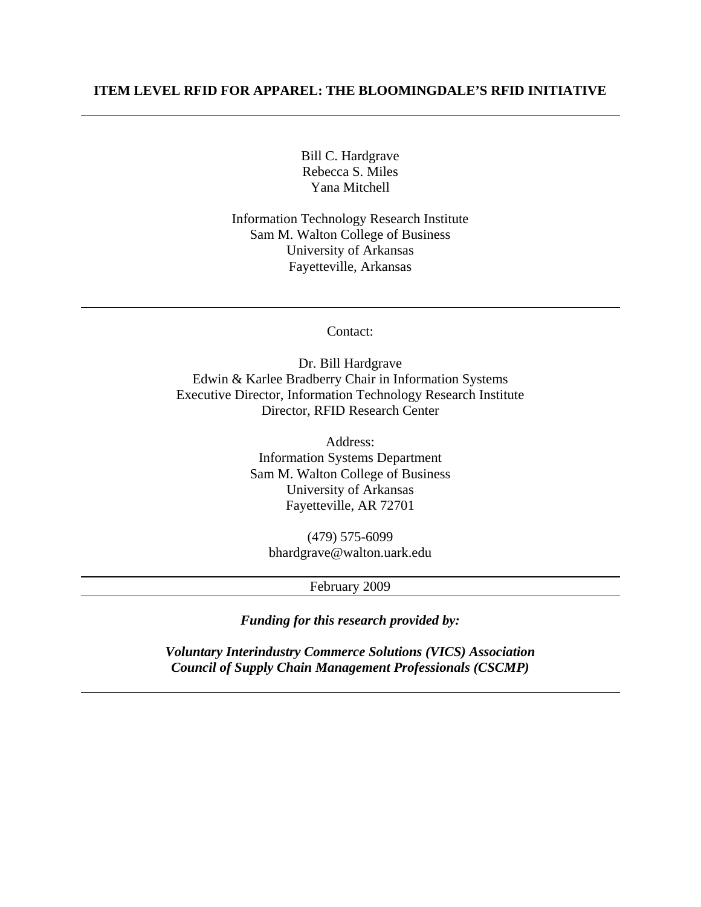# ITEM LEVEL RFID FOR APPAREL: THE BLOOMINGDALE'S RFID INITIATIVE

---

Bill C. Hardgrave
Rebecca S. Miles
Yana Mitchell

Information Technology Research Institute
Sam M. Walton College of Business
University of Arkansas
Fayetteville, Arkansas

---

Contact:

Dr. Bill Hardgrave
Edwin & Karlee Bradberry Chair in Information Systems
Executive Director, Information Technology Research Institute
Director, RFID Research Center

Address:
Information Systems Department
Sam M. Walton College of Business
University of Arkansas
Fayetteville, AR 72701

(479) 575-6099
bhardgrave@walton.uark.edu

---

February 2009

---

***Funding for this research provided by:***

***Voluntary Interindustry Commerce Solutions (VICS) Association***
***Council of Supply Chain Management Professionals (CSCMP)***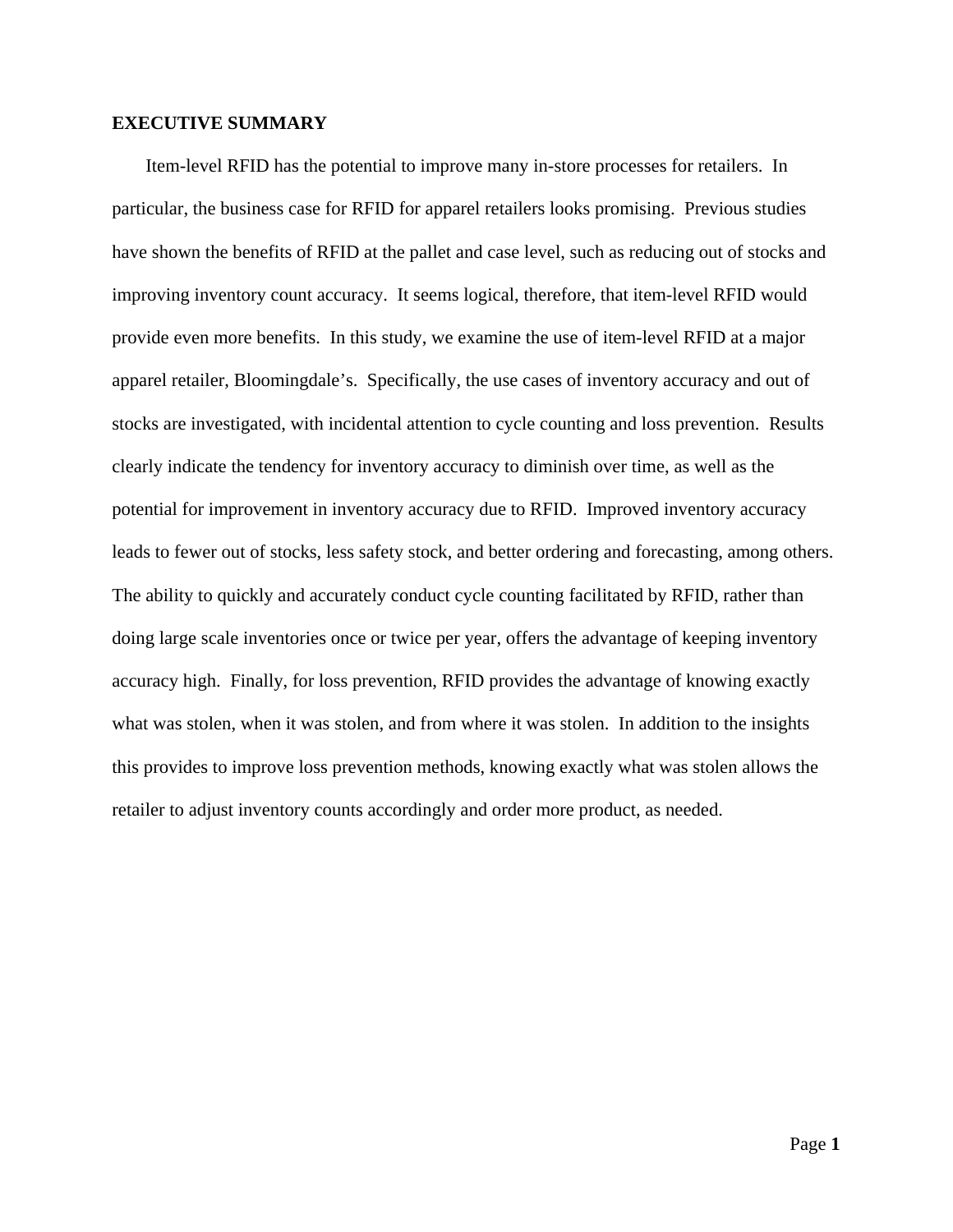## EXECUTIVE SUMMARY

Item-level RFID has the potential to improve many in-store processes for retailers. In particular, the business case for RFID for apparel retailers looks promising. Previous studies have shown the benefits of RFID at the pallet and case level, such as reducing out of stocks and improving inventory count accuracy. It seems logical, therefore, that item-level RFID would provide even more benefits. In this study, we examine the use of item-level RFID at a major apparel retailer, Bloomingdale's. Specifically, the use cases of inventory accuracy and out of stocks are investigated, with incidental attention to cycle counting and loss prevention. Results clearly indicate the tendency for inventory accuracy to diminish over time, as well as the potential for improvement in inventory accuracy due to RFID. Improved inventory accuracy leads to fewer out of stocks, less safety stock, and better ordering and forecasting, among others. The ability to quickly and accurately conduct cycle counting facilitated by RFID, rather than doing large scale inventories once or twice per year, offers the advantage of keeping inventory accuracy high. Finally, for loss prevention, RFID provides the advantage of knowing exactly what was stolen, when it was stolen, and from where it was stolen. In addition to the insights this provides to improve loss prevention methods, knowing exactly what was stolen allows the retailer to adjust inventory counts accordingly and order more product, as needed.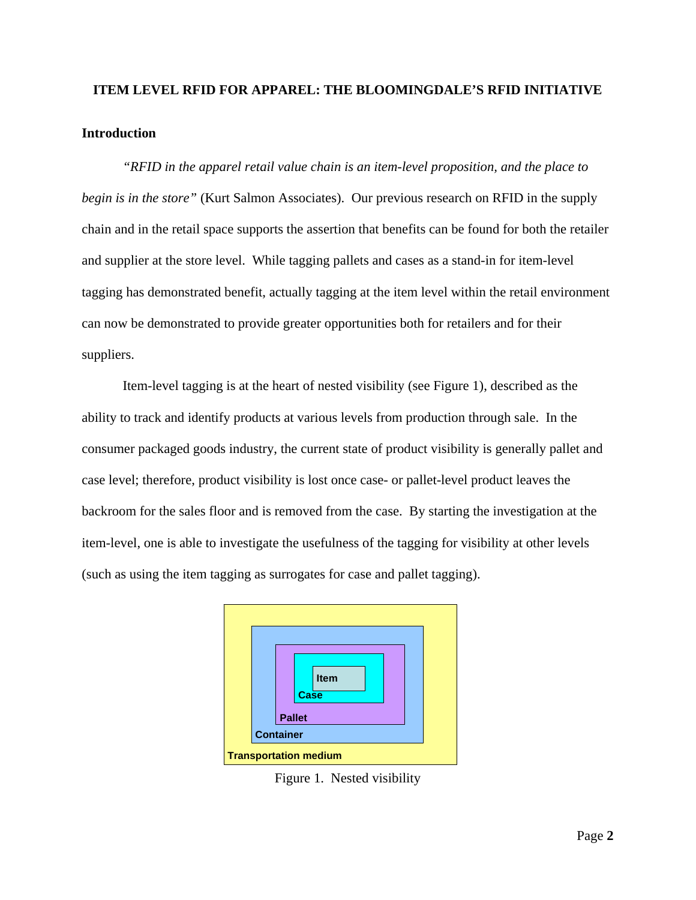# ITEM LEVEL RFID FOR APPAREL: THE BLOOMINGDALE'S RFID INITIATIVE

## Introduction

*"RFID in the apparel retail value chain is an item-level proposition, and the place to begin is in the store"* (Kurt Salmon Associates). Our previous research on RFID in the supply chain and in the retail space supports the assertion that benefits can be found for both the retailer and supplier at the store level. While tagging pallets and cases as a stand-in for item-level tagging has demonstrated benefit, actually tagging at the item level within the retail environment can now be demonstrated to provide greater opportunities both for retailers and for their suppliers.

Item-level tagging is at the heart of nested visibility (see Figure 1), described as the ability to track and identify products at various levels from production through sale. In the consumer packaged goods industry, the current state of product visibility is generally pallet and case level; therefore, product visibility is lost once case- or pallet-level product leaves the backroom for the sales floor and is removed from the case. By starting the investigation at the item-level, one is able to investigate the usefulness of the tagging for visibility at other levels (such as using the item tagging as surrogates for case and pallet tagging).

Item
Case
Pallet
Container
Transportation medium

Figure 1. Nested visibility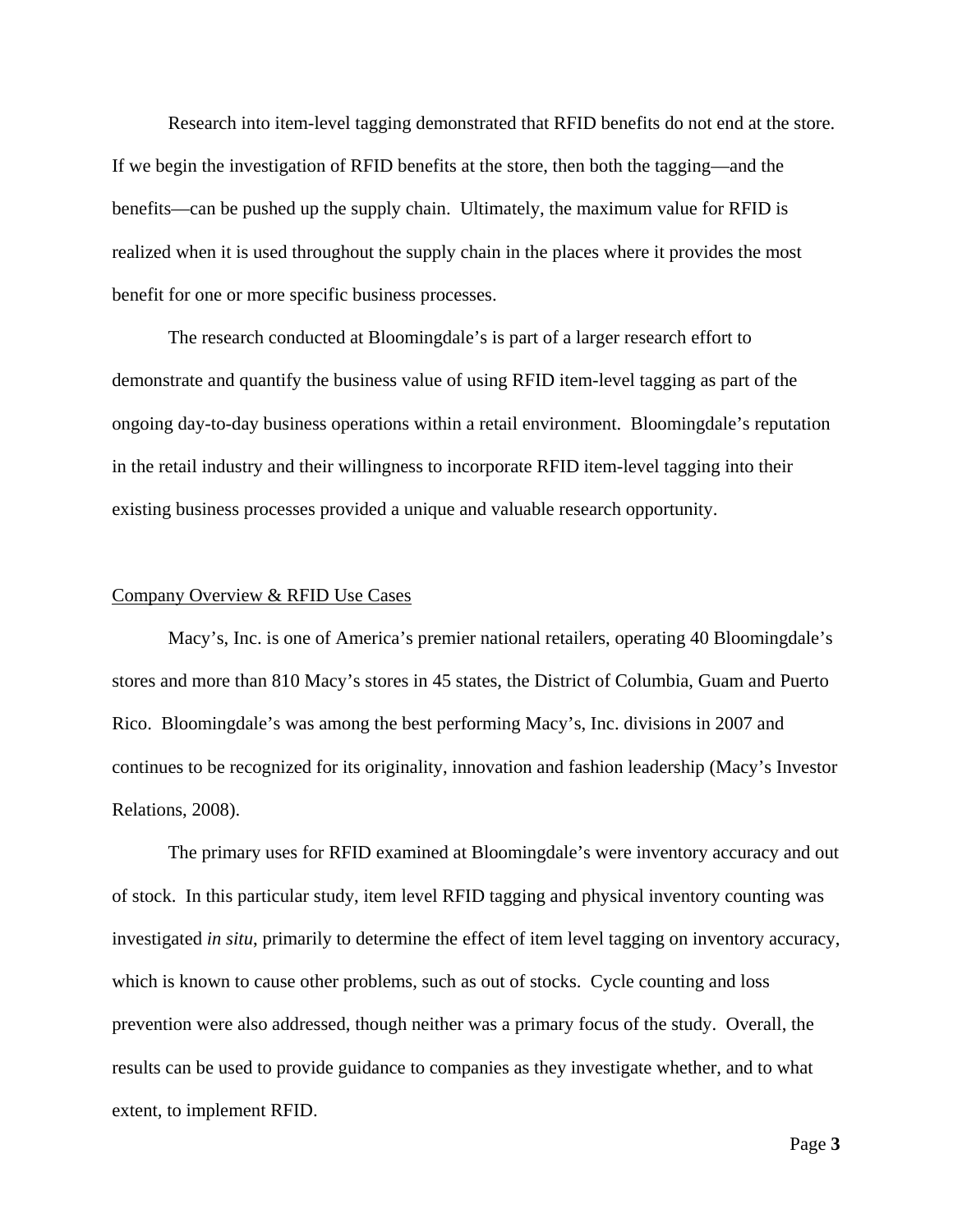Research into item-level tagging demonstrated that RFID benefits do not end at the store. If we begin the investigation of RFID benefits at the store, then both the tagging—and the benefits—can be pushed up the supply chain. Ultimately, the maximum value for RFID is realized when it is used throughout the supply chain in the places where it provides the most benefit for one or more specific business processes.

The research conducted at Bloomingdale's is part of a larger research effort to demonstrate and quantify the business value of using RFID item-level tagging as part of the ongoing day-to-day business operations within a retail environment. Bloomingdale's reputation in the retail industry and their willingness to incorporate RFID item-level tagging into their existing business processes provided a unique and valuable research opportunity.

## Company Overview & RFID Use Cases

Macy's, Inc. is one of America's premier national retailers, operating 40 Bloomingdale's stores and more than 810 Macy's stores in 45 states, the District of Columbia, Guam and Puerto Rico. Bloomingdale's was among the best performing Macy's, Inc. divisions in 2007 and continues to be recognized for its originality, innovation and fashion leadership (Macy's Investor Relations, 2008).

The primary uses for RFID examined at Bloomingdale's were inventory accuracy and out of stock. In this particular study, item level RFID tagging and physical inventory counting was investigated *in situ*, primarily to determine the effect of item level tagging on inventory accuracy, which is known to cause other problems, such as out of stocks. Cycle counting and loss prevention were also addressed, though neither was a primary focus of the study. Overall, the results can be used to provide guidance to companies as they investigate whether, and to what extent, to implement RFID.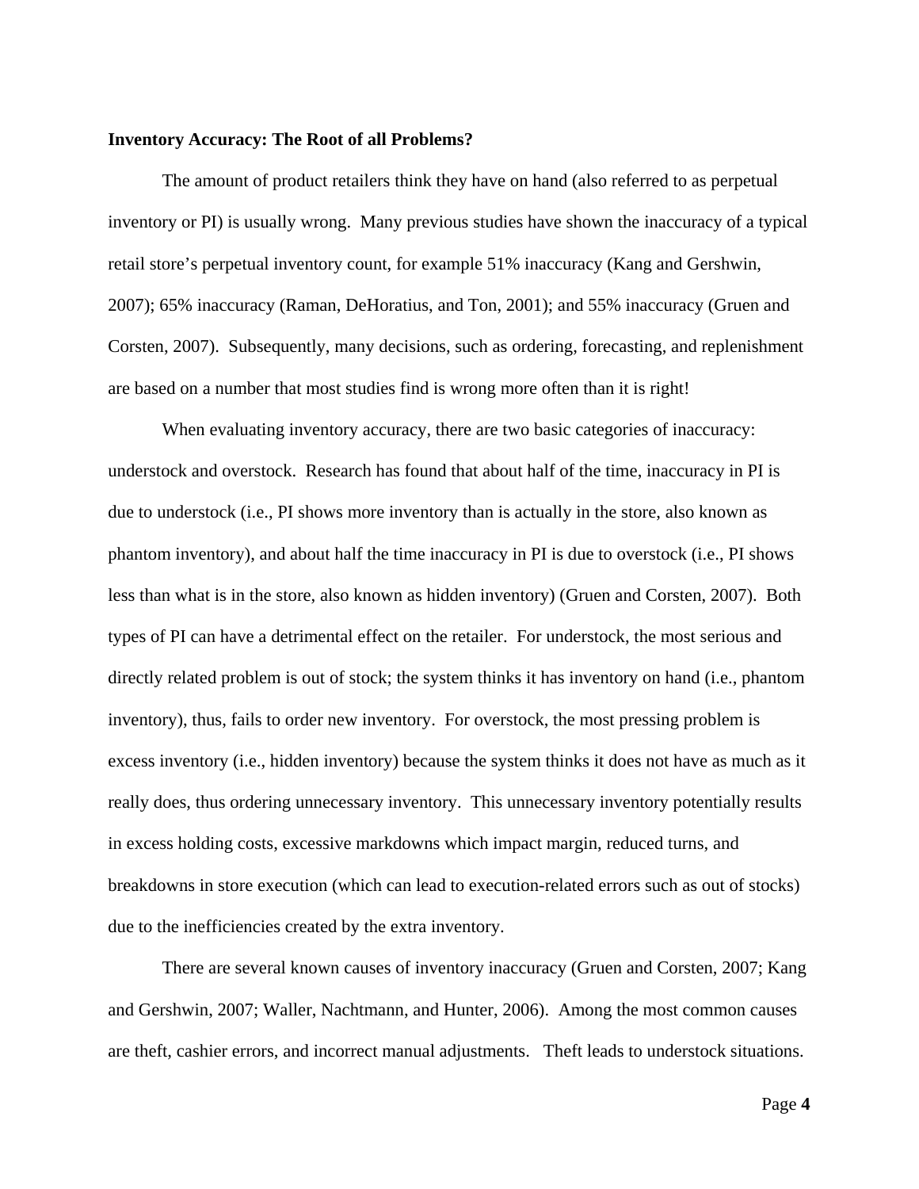**Inventory Accuracy: The Root of all Problems?**

The amount of product retailers think they have on hand (also referred to as perpetual inventory or PI) is usually wrong. Many previous studies have shown the inaccuracy of a typical retail store's perpetual inventory count, for example 51% inaccuracy (Kang and Gershwin, 2007); 65% inaccuracy (Raman, DeHoratius, and Ton, 2001); and 55% inaccuracy (Gruen and Corsten, 2007). Subsequently, many decisions, such as ordering, forecasting, and replenishment are based on a number that most studies find is wrong more often than it is right!

When evaluating inventory accuracy, there are two basic categories of inaccuracy: understock and overstock. Research has found that about half of the time, inaccuracy in PI is due to understock (i.e., PI shows more inventory than is actually in the store, also known as phantom inventory), and about half the time inaccuracy in PI is due to overstock (i.e., PI shows less than what is in the store, also known as hidden inventory) (Gruen and Corsten, 2007). Both types of PI can have a detrimental effect on the retailer. For understock, the most serious and directly related problem is out of stock; the system thinks it has inventory on hand (i.e., phantom inventory), thus, fails to order new inventory. For overstock, the most pressing problem is excess inventory (i.e., hidden inventory) because the system thinks it does not have as much as it really does, thus ordering unnecessary inventory. This unnecessary inventory potentially results in excess holding costs, excessive markdowns which impact margin, reduced turns, and breakdowns in store execution (which can lead to execution-related errors such as out of stocks) due to the inefficiencies created by the extra inventory.

There are several known causes of inventory inaccuracy (Gruen and Corsten, 2007; Kang and Gershwin, 2007; Waller, Nachtmann, and Hunter, 2006). Among the most common causes are theft, cashier errors, and incorrect manual adjustments. Theft leads to understock situations.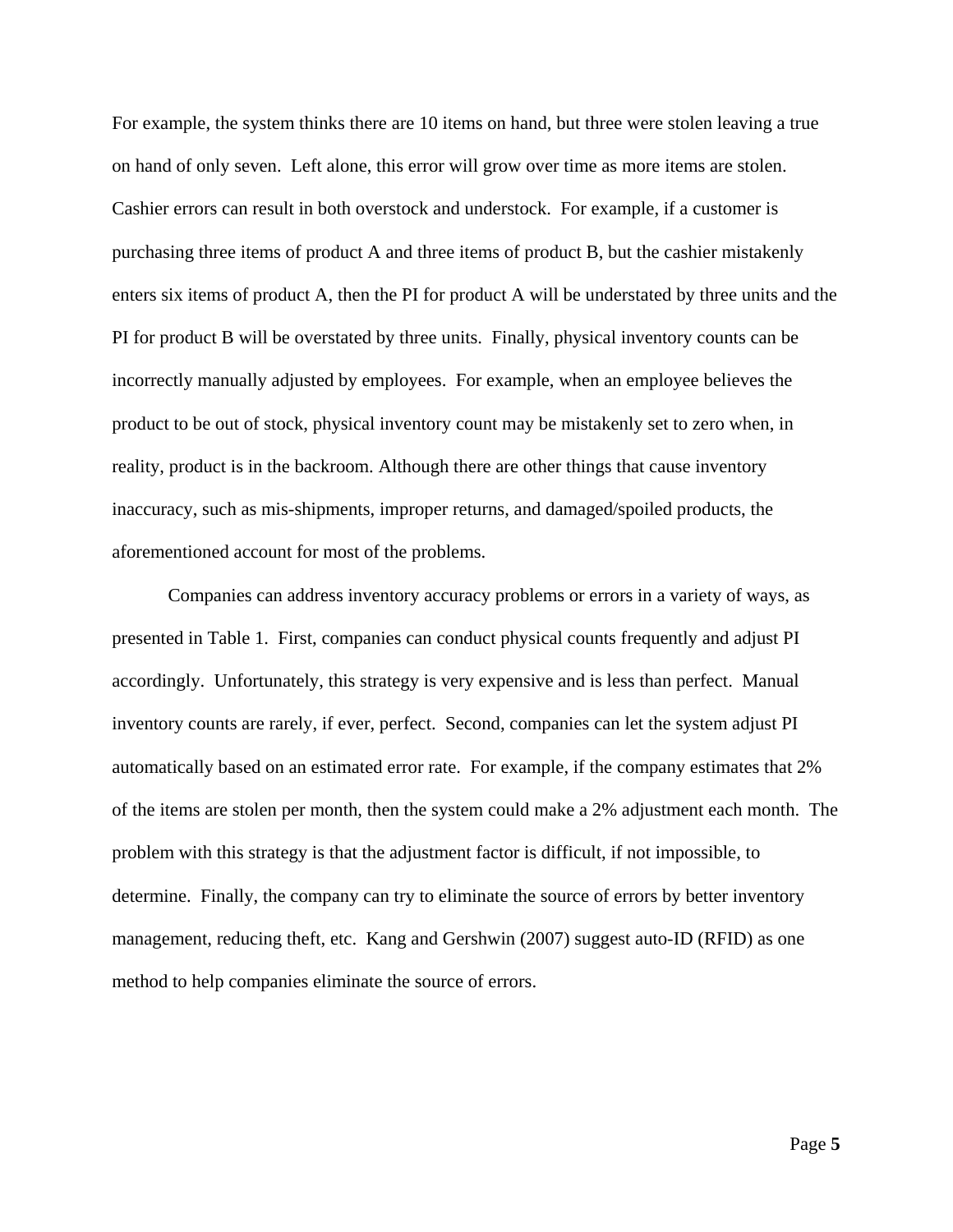For example, the system thinks there are 10 items on hand, but three were stolen leaving a true on hand of only seven. Left alone, this error will grow over time as more items are stolen. Cashier errors can result in both overstock and understock. For example, if a customer is purchasing three items of product A and three items of product B, but the cashier mistakenly enters six items of product A, then the PI for product A will be understated by three units and the PI for product B will be overstated by three units. Finally, physical inventory counts can be incorrectly manually adjusted by employees. For example, when an employee believes the product to be out of stock, physical inventory count may be mistakenly set to zero when, in reality, product is in the backroom. Although there are other things that cause inventory inaccuracy, such as mis-shipments, improper returns, and damaged/spoiled products, the aforementioned account for most of the problems.

Companies can address inventory accuracy problems or errors in a variety of ways, as presented in Table 1. First, companies can conduct physical counts frequently and adjust PI accordingly. Unfortunately, this strategy is very expensive and is less than perfect. Manual inventory counts are rarely, if ever, perfect. Second, companies can let the system adjust PI automatically based on an estimated error rate. For example, if the company estimates that 2% of the items are stolen per month, then the system could make a 2% adjustment each month. The problem with this strategy is that the adjustment factor is difficult, if not impossible, to determine. Finally, the company can try to eliminate the source of errors by better inventory management, reducing theft, etc. Kang and Gershwin (2007) suggest auto-ID (RFID) as one method to help companies eliminate the source of errors.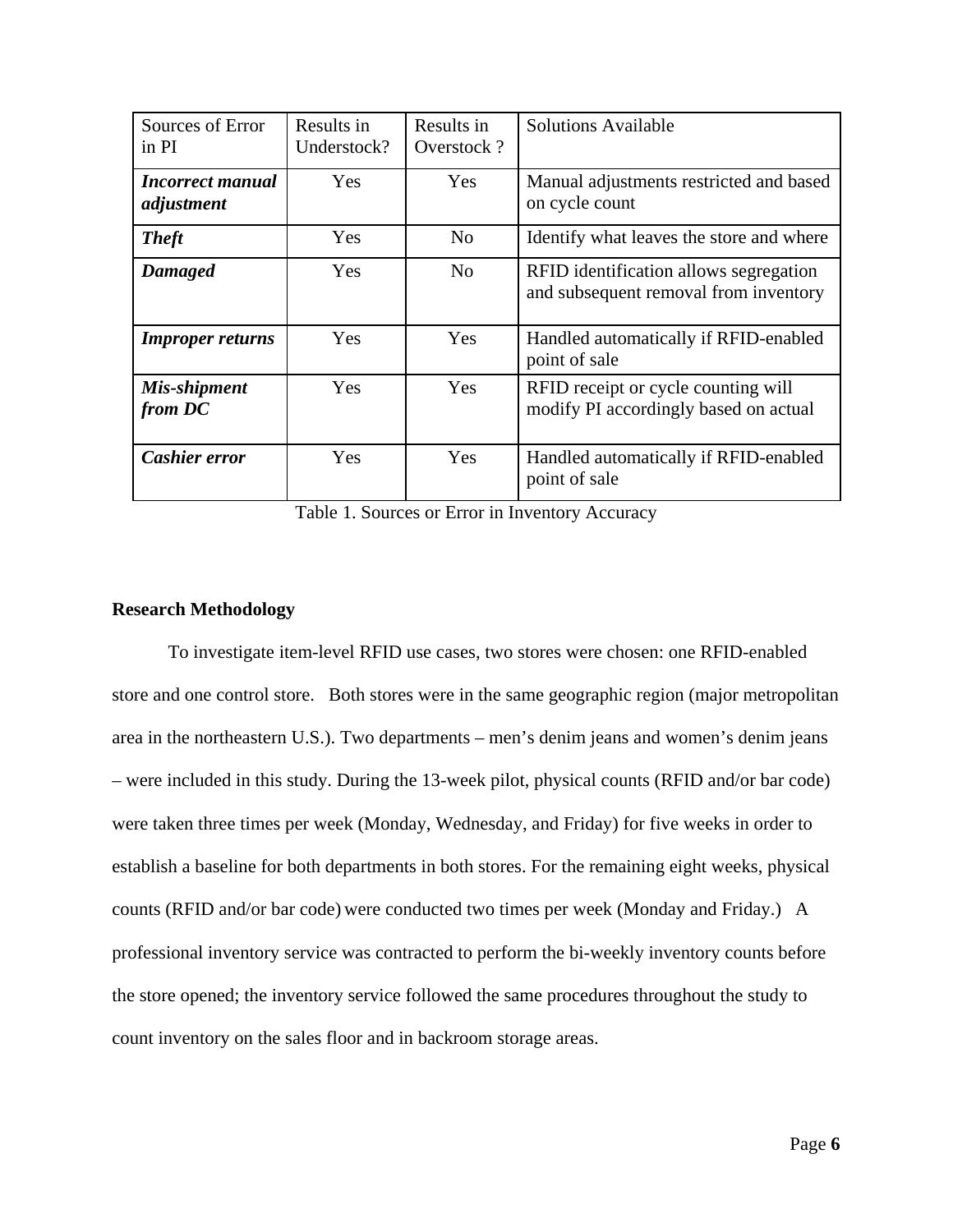| Sources of Error in PI | Results in Understock? | Results in Overstock ? | Solutions Available |
|---|---|---|---|
| ***Incorrect manual adjustment*** | Yes | Yes | Manual adjustments restricted and based on cycle count |
| ***Theft*** | Yes | No | Identify what leaves the store and where |
| ***Damaged*** | Yes | No | RFID identification allows segregation and subsequent removal from inventory |
| ***Improper returns*** | Yes | Yes | Handled automatically if RFID-enabled point of sale |
| ***Mis-shipment from DC*** | Yes | Yes | RFID receipt or cycle counting will modify PI accordingly based on actual |
| ***Cashier error*** | Yes | Yes | Handled automatically if RFID-enabled point of sale |

Table 1. Sources or Error in Inventory Accuracy

**Research Methodology**

To investigate item-level RFID use cases, two stores were chosen: one RFID-enabled store and one control store. Both stores were in the same geographic region (major metropolitan area in the northeastern U.S.). Two departments – men's denim jeans and women's denim jeans – were included in this study. During the 13-week pilot, physical counts (RFID and/or bar code) were taken three times per week (Monday, Wednesday, and Friday) for five weeks in order to establish a baseline for both departments in both stores. For the remaining eight weeks, physical counts (RFID and/or bar code) were conducted two times per week (Monday and Friday.) A professional inventory service was contracted to perform the bi-weekly inventory counts before the store opened; the inventory service followed the same procedures throughout the study to count inventory on the sales floor and in backroom storage areas.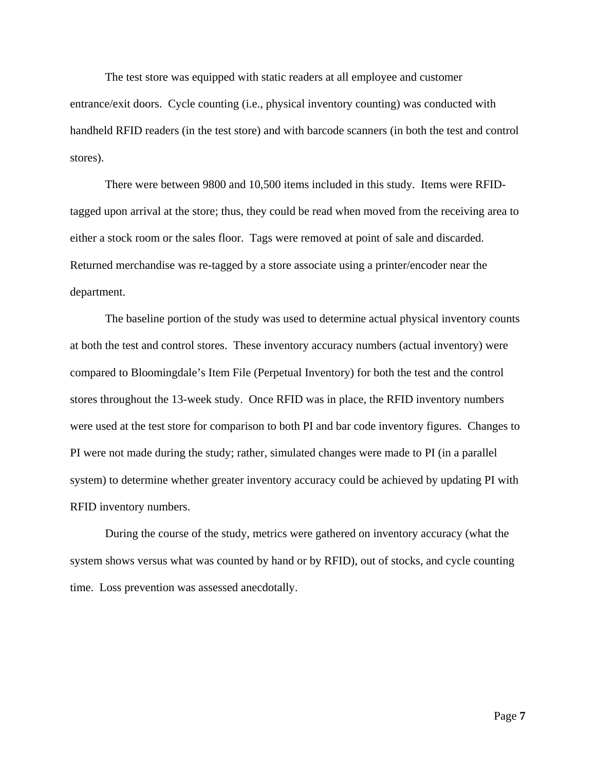The test store was equipped with static readers at all employee and customer entrance/exit doors. Cycle counting (i.e., physical inventory counting) was conducted with handheld RFID readers (in the test store) and with barcode scanners (in both the test and control stores).

There were between 9800 and 10,500 items included in this study. Items were RFID-tagged upon arrival at the store; thus, they could be read when moved from the receiving area to either a stock room or the sales floor. Tags were removed at point of sale and discarded. Returned merchandise was re-tagged by a store associate using a printer/encoder near the department.

The baseline portion of the study was used to determine actual physical inventory counts at both the test and control stores. These inventory accuracy numbers (actual inventory) were compared to Bloomingdale's Item File (Perpetual Inventory) for both the test and the control stores throughout the 13-week study. Once RFID was in place, the RFID inventory numbers were used at the test store for comparison to both PI and bar code inventory figures. Changes to PI were not made during the study; rather, simulated changes were made to PI (in a parallel system) to determine whether greater inventory accuracy could be achieved by updating PI with RFID inventory numbers.

During the course of the study, metrics were gathered on inventory accuracy (what the system shows versus what was counted by hand or by RFID), out of stocks, and cycle counting time. Loss prevention was assessed anecdotally.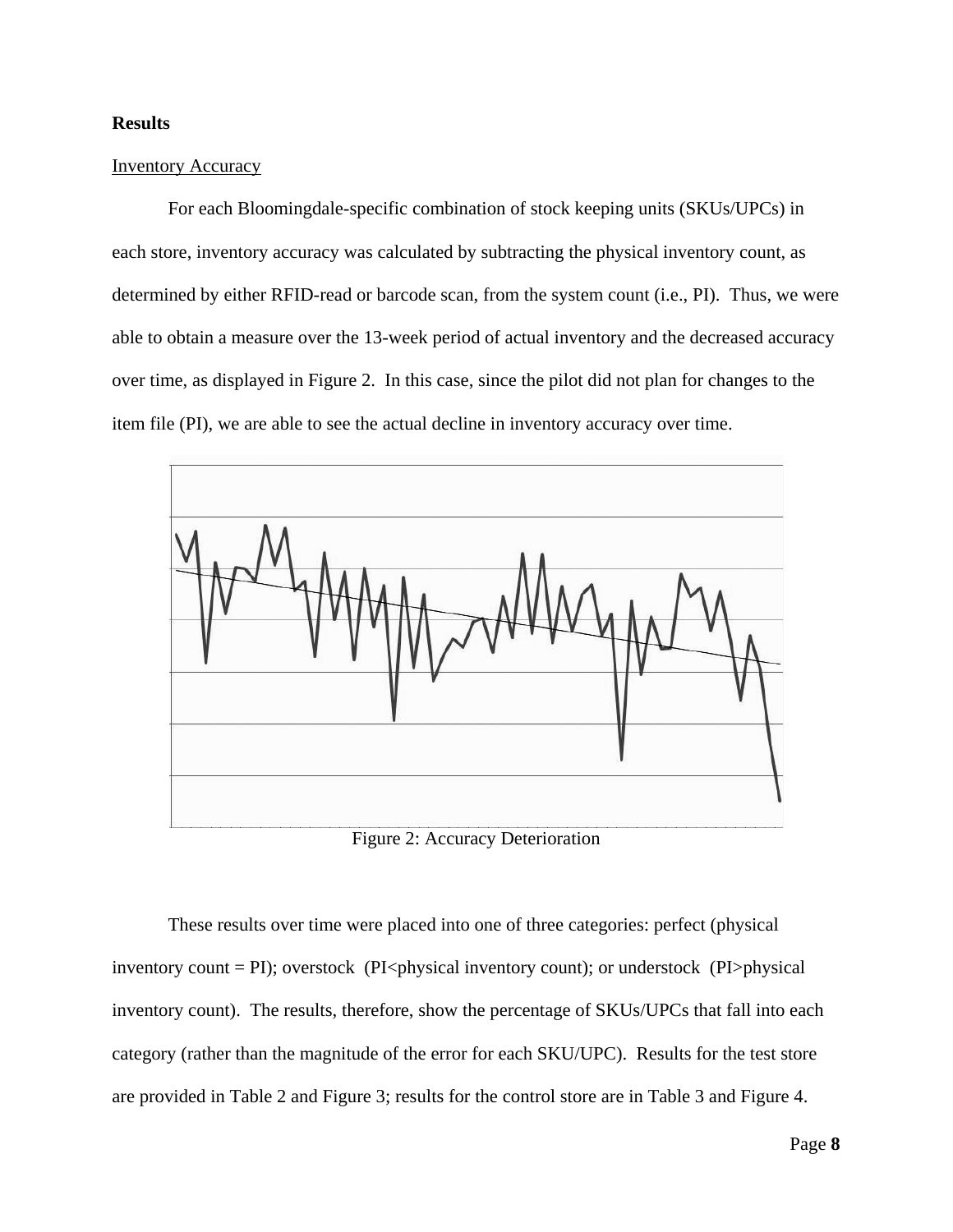**Results**

Inventory Accuracy

For each Bloomingdale-specific combination of stock keeping units (SKUs/UPCs) in each store, inventory accuracy was calculated by subtracting the physical inventory count, as determined by either RFID-read or barcode scan, from the system count (i.e., PI). Thus, we were able to obtain a measure over the 13-week period of actual inventory and the decreased accuracy over time, as displayed in Figure 2. In this case, since the pilot did not plan for changes to the item file (PI), we are able to see the actual decline in inventory accuracy over time.

Figure 2: Accuracy Deterioration

These results over time were placed into one of three categories: perfect (physical inventory count = PI); overstock (PI<physical inventory count); or understock (PI>physical inventory count). The results, therefore, show the percentage of SKUs/UPCs that fall into each category (rather than the magnitude of the error for each SKU/UPC). Results for the test store are provided in Table 2 and Figure 3; results for the control store are in Table 3 and Figure 4.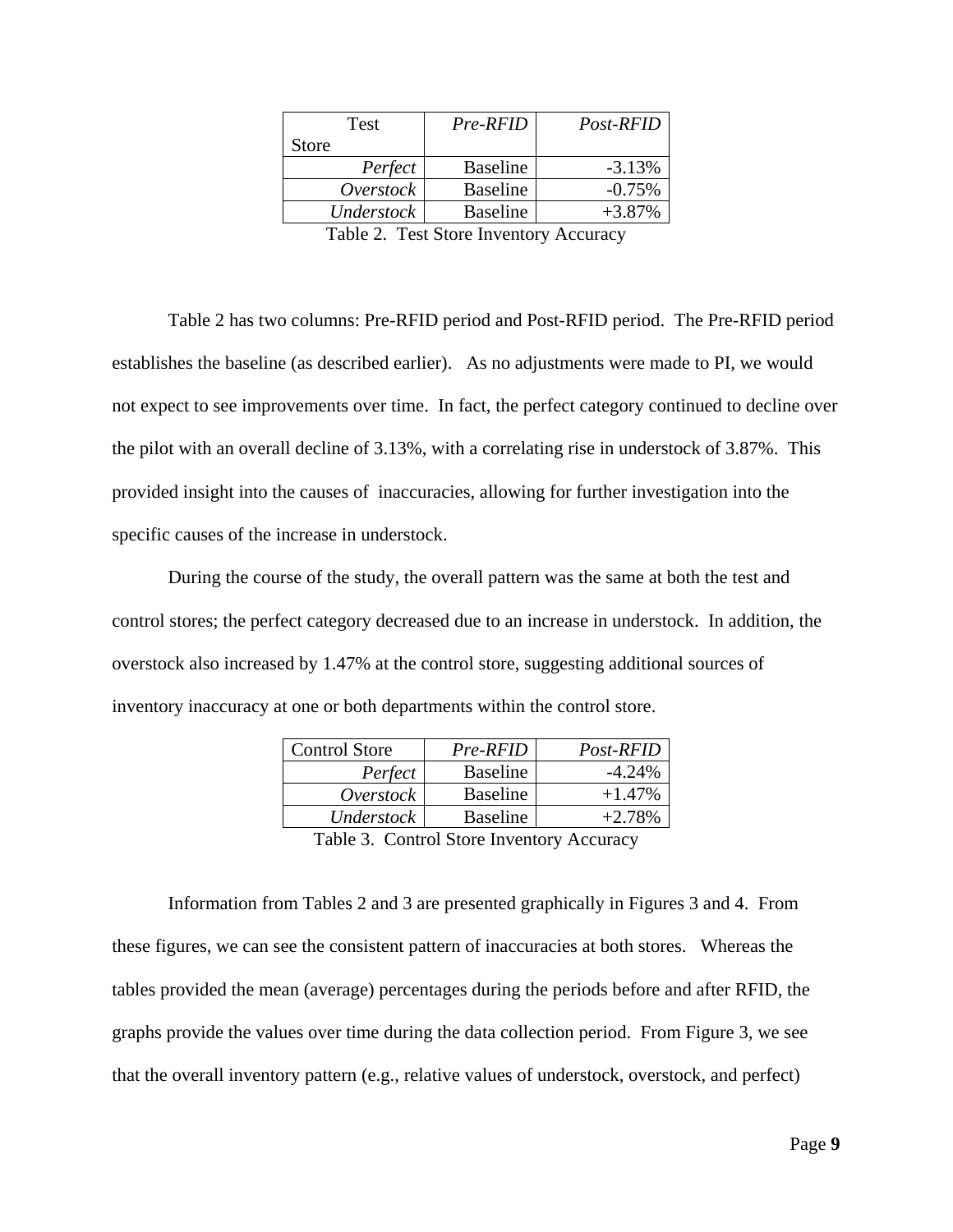| Test Store | *Pre-RFID* | *Post-RFID* |
|---|---|---|
| *Perfect* | Baseline | -3.13% |
| *Overstock* | Baseline | -0.75% |
| *Understock* | Baseline | +3.87% |

Table 2. Test Store Inventory Accuracy

Table 2 has two columns: Pre-RFID period and Post-RFID period. The Pre-RFID period establishes the baseline (as described earlier). As no adjustments were made to PI, we would not expect to see improvements over time. In fact, the perfect category continued to decline over the pilot with an overall decline of 3.13%, with a correlating rise in understock of 3.87%. This provided insight into the causes of inaccuracies, allowing for further investigation into the specific causes of the increase in understock.

During the course of the study, the overall pattern was the same at both the test and control stores; the perfect category decreased due to an increase in understock. In addition, the overstock also increased by 1.47% at the control store, suggesting additional sources of inventory inaccuracy at one or both departments within the control store.

| Control Store | *Pre-RFID* | *Post-RFID* |
|---|---|---|
| *Perfect* | Baseline | -4.24% |
| *Overstock* | Baseline | +1.47% |
| *Understock* | Baseline | +2.78% |

Table 3. Control Store Inventory Accuracy

Information from Tables 2 and 3 are presented graphically in Figures 3 and 4. From these figures, we can see the consistent pattern of inaccuracies at both stores. Whereas the tables provided the mean (average) percentages during the periods before and after RFID, the graphs provide the values over time during the data collection period. From Figure 3, we see that the overall inventory pattern (e.g., relative values of understock, overstock, and perfect)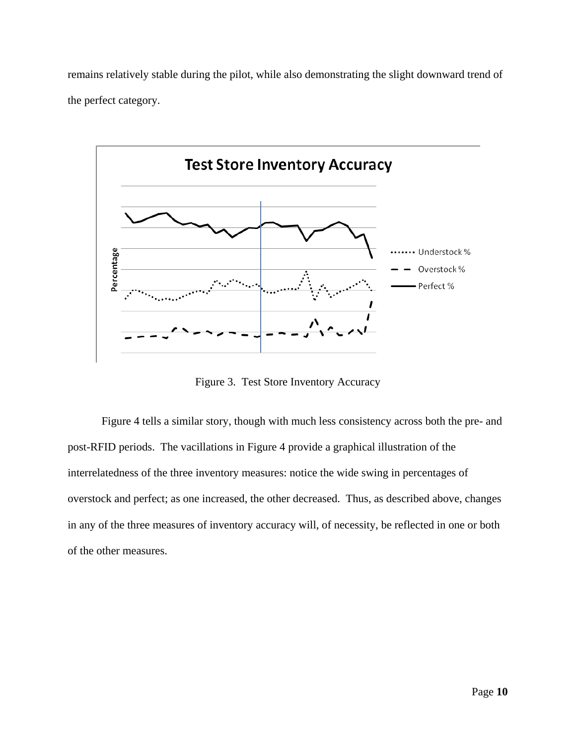remains relatively stable during the pilot, while also demonstrating the slight downward trend of the perfect category.

Figure 3. Test Store Inventory Accuracy

Figure 4 tells a similar story, though with much less consistency across both the pre- and post-RFID periods. The vacillations in Figure 4 provide a graphical illustration of the interrelatedness of the three inventory measures: notice the wide swing in percentages of overstock and perfect; as one increased, the other decreased. Thus, as described above, changes in any of the three measures of inventory accuracy will, of necessity, be reflected in one or both of the other measures.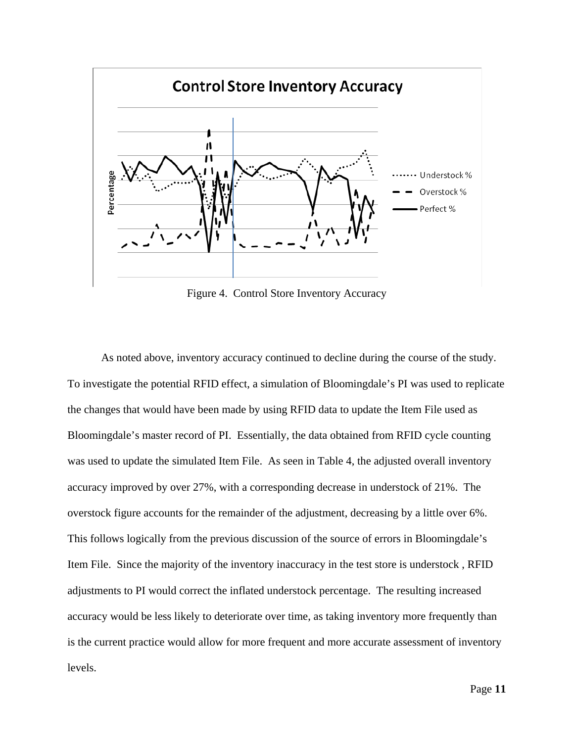Figure 4. Control Store Inventory Accuracy

As noted above, inventory accuracy continued to decline during the course of the study. To investigate the potential RFID effect, a simulation of Bloomingdale's PI was used to replicate the changes that would have been made by using RFID data to update the Item File used as Bloomingdale's master record of PI. Essentially, the data obtained from RFID cycle counting was used to update the simulated Item File. As seen in Table 4, the adjusted overall inventory accuracy improved by over 27%, with a corresponding decrease in understock of 21%. The overstock figure accounts for the remainder of the adjustment, decreasing by a little over 6%. This follows logically from the previous discussion of the source of errors in Bloomingdale's Item File. Since the majority of the inventory inaccuracy in the test store is understock , RFID adjustments to PI would correct the inflated understock percentage. The resulting increased accuracy would be less likely to deteriorate over time, as taking inventory more frequently than is the current practice would allow for more frequent and more accurate assessment of inventory levels.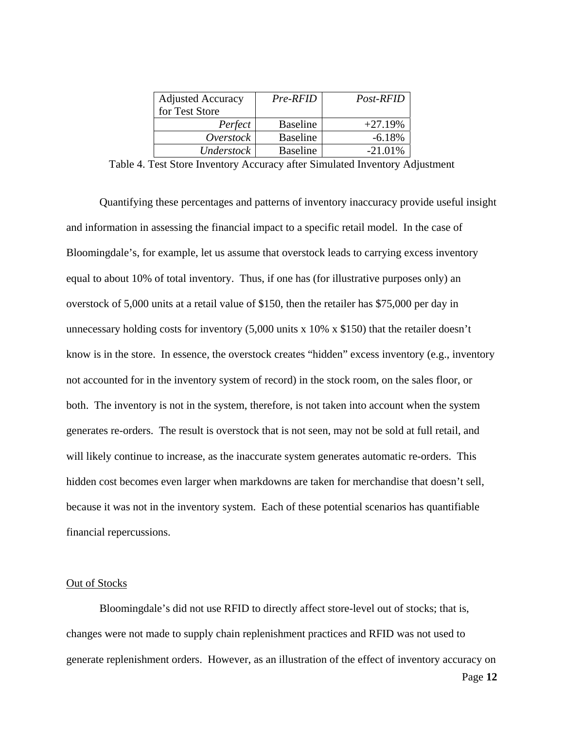| Adjusted Accuracy for Test Store | *Pre-RFID* | *Post-RFID* |
|---|---|---|
| *Perfect* | Baseline | +27.19% |
| *Overstock* | Baseline | -6.18% |
| *Understock* | Baseline | -21.01% |

Table 4. Test Store Inventory Accuracy after Simulated Inventory Adjustment

Quantifying these percentages and patterns of inventory inaccuracy provide useful insight and information in assessing the financial impact to a specific retail model. In the case of Bloomingdale's, for example, let us assume that overstock leads to carrying excess inventory equal to about 10% of total inventory. Thus, if one has (for illustrative purposes only) an overstock of 5,000 units at a retail value of $150, then the retailer has $75,000 per day in unnecessary holding costs for inventory (5,000 units x 10% x $150) that the retailer doesn't know is in the store. In essence, the overstock creates "hidden" excess inventory (e.g., inventory not accounted for in the inventory system of record) in the stock room, on the sales floor, or both. The inventory is not in the system, therefore, is not taken into account when the system generates re-orders. The result is overstock that is not seen, may not be sold at full retail, and will likely continue to increase, as the inaccurate system generates automatic re-orders. This hidden cost becomes even larger when markdowns are taken for merchandise that doesn't sell, because it was not in the inventory system. Each of these potential scenarios has quantifiable financial repercussions.

## Out of Stocks

Bloomingdale's did not use RFID to directly affect store-level out of stocks; that is, changes were not made to supply chain replenishment practices and RFID was not used to generate replenishment orders. However, as an illustration of the effect of inventory accuracy on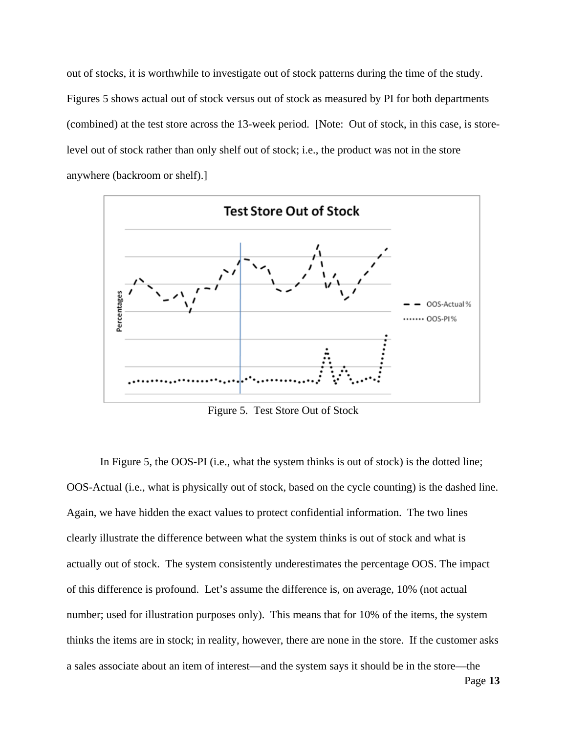out of stocks, it is worthwhile to investigate out of stock patterns during the time of the study. Figures 5 shows actual out of stock versus out of stock as measured by PI for both departments (combined) at the test store across the 13-week period. [Note: Out of stock, in this case, is store-level out of stock rather than only shelf out of stock; i.e., the product was not in the store anywhere (backroom or shelf).]

Figure 5. Test Store Out of Stock

In Figure 5, the OOS-PI (i.e., what the system thinks is out of stock) is the dotted line; OOS-Actual (i.e., what is physically out of stock, based on the cycle counting) is the dashed line. Again, we have hidden the exact values to protect confidential information. The two lines clearly illustrate the difference between what the system thinks is out of stock and what is actually out of stock. The system consistently underestimates the percentage OOS. The impact of this difference is profound. Let's assume the difference is, on average, 10% (not actual number; used for illustration purposes only). This means that for 10% of the items, the system thinks the items are in stock; in reality, however, there are none in the store. If the customer asks a sales associate about an item of interest—and the system says it should be in the store—the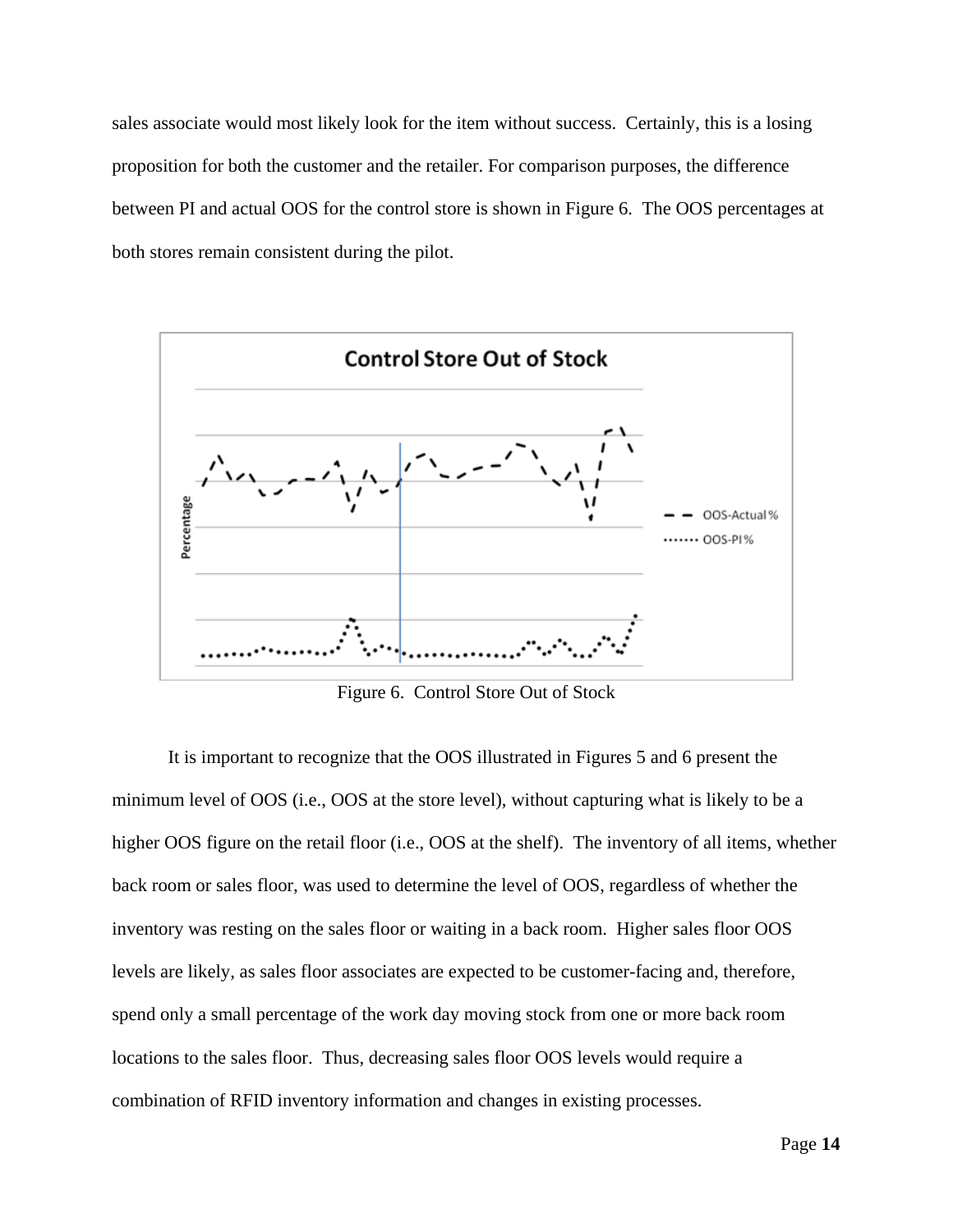sales associate would most likely look for the item without success. Certainly, this is a losing proposition for both the customer and the retailer. For comparison purposes, the difference between PI and actual OOS for the control store is shown in Figure 6. The OOS percentages at both stores remain consistent during the pilot.

Figure 6. Control Store Out of Stock

It is important to recognize that the OOS illustrated in Figures 5 and 6 present the minimum level of OOS (i.e., OOS at the store level), without capturing what is likely to be a higher OOS figure on the retail floor (i.e., OOS at the shelf). The inventory of all items, whether back room or sales floor, was used to determine the level of OOS, regardless of whether the inventory was resting on the sales floor or waiting in a back room. Higher sales floor OOS levels are likely, as sales floor associates are expected to be customer-facing and, therefore, spend only a small percentage of the work day moving stock from one or more back room locations to the sales floor. Thus, decreasing sales floor OOS levels would require a combination of RFID inventory information and changes in existing processes.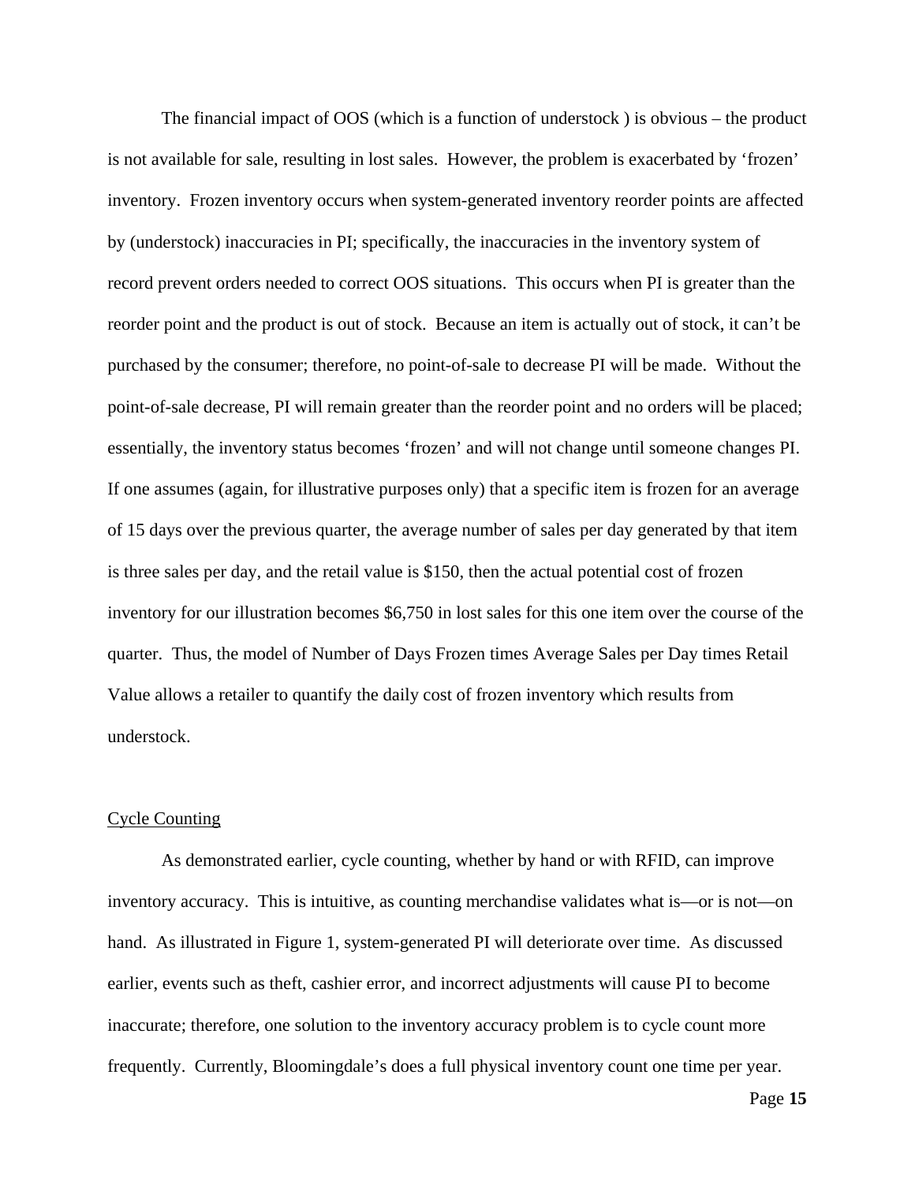The financial impact of OOS (which is a function of understock ) is obvious – the product is not available for sale, resulting in lost sales. However, the problem is exacerbated by 'frozen' inventory. Frozen inventory occurs when system-generated inventory reorder points are affected by (understock) inaccuracies in PI; specifically, the inaccuracies in the inventory system of record prevent orders needed to correct OOS situations. This occurs when PI is greater than the reorder point and the product is out of stock. Because an item is actually out of stock, it can't be purchased by the consumer; therefore, no point-of-sale to decrease PI will be made. Without the point-of-sale decrease, PI will remain greater than the reorder point and no orders will be placed; essentially, the inventory status becomes 'frozen' and will not change until someone changes PI. If one assumes (again, for illustrative purposes only) that a specific item is frozen for an average of 15 days over the previous quarter, the average number of sales per day generated by that item is three sales per day, and the retail value is $150, then the actual potential cost of frozen inventory for our illustration becomes $6,750 in lost sales for this one item over the course of the quarter. Thus, the model of Number of Days Frozen times Average Sales per Day times Retail Value allows a retailer to quantify the daily cost of frozen inventory which results from understock.

## Cycle Counting

As demonstrated earlier, cycle counting, whether by hand or with RFID, can improve inventory accuracy. This is intuitive, as counting merchandise validates what is—or is not—on hand. As illustrated in Figure 1, system-generated PI will deteriorate over time. As discussed earlier, events such as theft, cashier error, and incorrect adjustments will cause PI to become inaccurate; therefore, one solution to the inventory accuracy problem is to cycle count more frequently. Currently, Bloomingdale's does a full physical inventory count one time per year.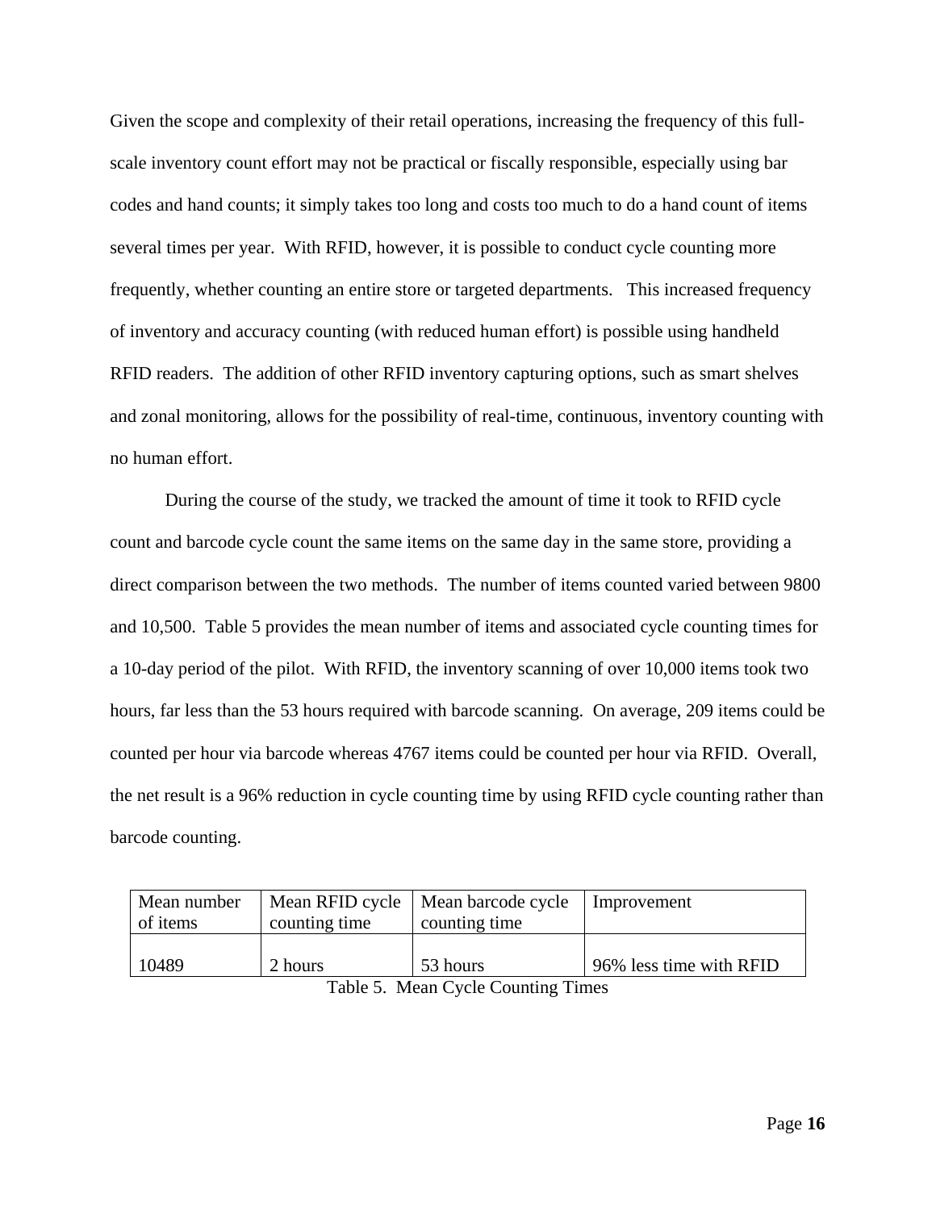Given the scope and complexity of their retail operations, increasing the frequency of this full-scale inventory count effort may not be practical or fiscally responsible, especially using bar codes and hand counts; it simply takes too long and costs too much to do a hand count of items several times per year. With RFID, however, it is possible to conduct cycle counting more frequently, whether counting an entire store or targeted departments. This increased frequency of inventory and accuracy counting (with reduced human effort) is possible using handheld RFID readers. The addition of other RFID inventory capturing options, such as smart shelves and zonal monitoring, allows for the possibility of real-time, continuous, inventory counting with no human effort.

During the course of the study, we tracked the amount of time it took to RFID cycle count and barcode cycle count the same items on the same day in the same store, providing a direct comparison between the two methods. The number of items counted varied between 9800 and 10,500. Table 5 provides the mean number of items and associated cycle counting times for a 10-day period of the pilot. With RFID, the inventory scanning of over 10,000 items took two hours, far less than the 53 hours required with barcode scanning. On average, 209 items could be counted per hour via barcode whereas 4767 items could be counted per hour via RFID. Overall, the net result is a 96% reduction in cycle counting time by using RFID cycle counting rather than barcode counting.

| Mean number of items | Mean RFID cycle counting time | Mean barcode cycle counting time | Improvement |
|---|---|---|---|
| 10489 | 2 hours | 53 hours | 96% less time with RFID |

Table 5. Mean Cycle Counting Times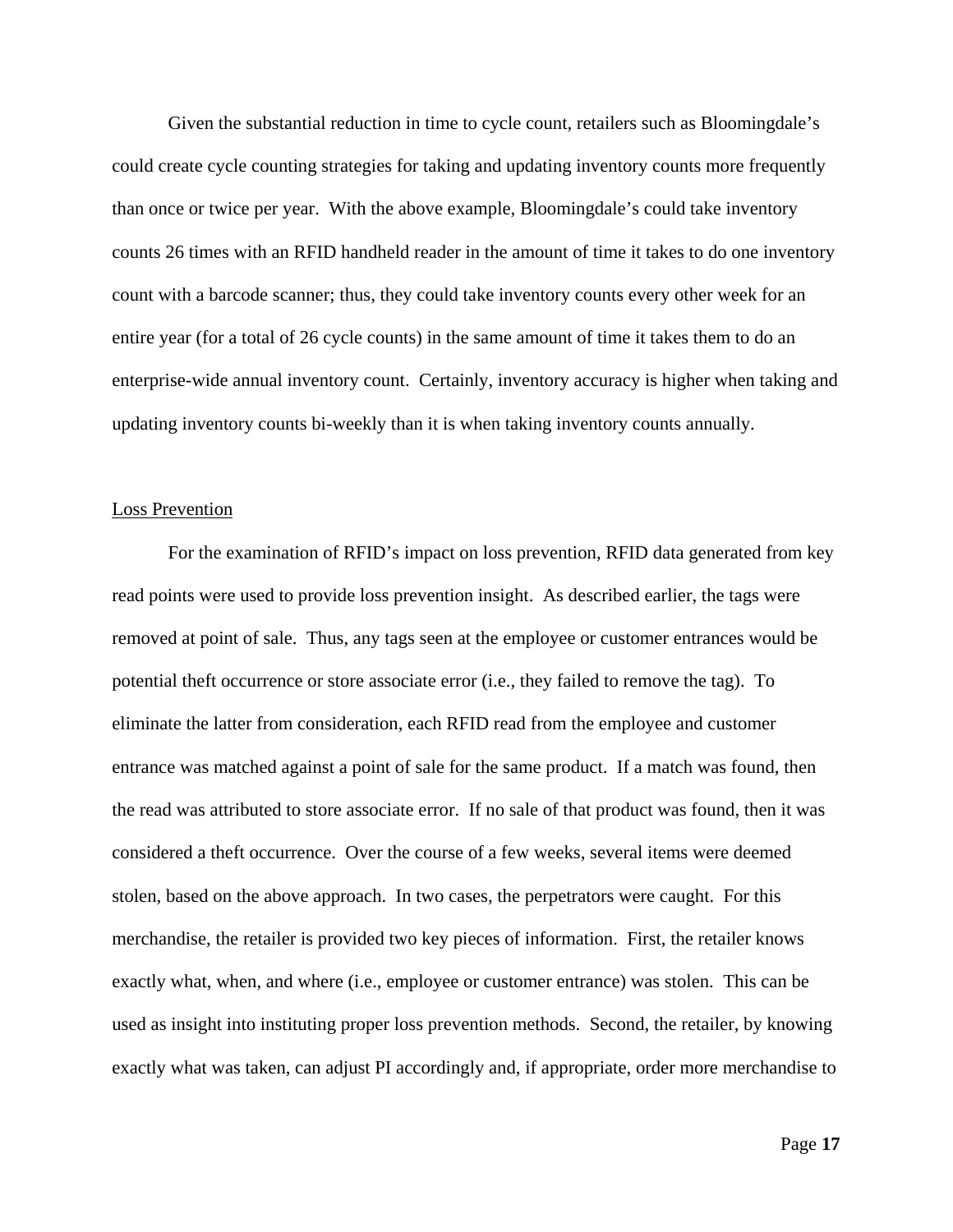Given the substantial reduction in time to cycle count, retailers such as Bloomingdale's could create cycle counting strategies for taking and updating inventory counts more frequently than once or twice per year. With the above example, Bloomingdale's could take inventory counts 26 times with an RFID handheld reader in the amount of time it takes to do one inventory count with a barcode scanner; thus, they could take inventory counts every other week for an entire year (for a total of 26 cycle counts) in the same amount of time it takes them to do an enterprise-wide annual inventory count. Certainly, inventory accuracy is higher when taking and updating inventory counts bi-weekly than it is when taking inventory counts annually.

<u>Loss Prevention</u>

For the examination of RFID's impact on loss prevention, RFID data generated from key read points were used to provide loss prevention insight. As described earlier, the tags were removed at point of sale. Thus, any tags seen at the employee or customer entrances would be potential theft occurrence or store associate error (i.e., they failed to remove the tag). To eliminate the latter from consideration, each RFID read from the employee and customer entrance was matched against a point of sale for the same product. If a match was found, then the read was attributed to store associate error. If no sale of that product was found, then it was considered a theft occurrence. Over the course of a few weeks, several items were deemed stolen, based on the above approach. In two cases, the perpetrators were caught. For this merchandise, the retailer is provided two key pieces of information. First, the retailer knows exactly what, when, and where (i.e., employee or customer entrance) was stolen. This can be used as insight into instituting proper loss prevention methods. Second, the retailer, by knowing exactly what was taken, can adjust PI accordingly and, if appropriate, order more merchandise to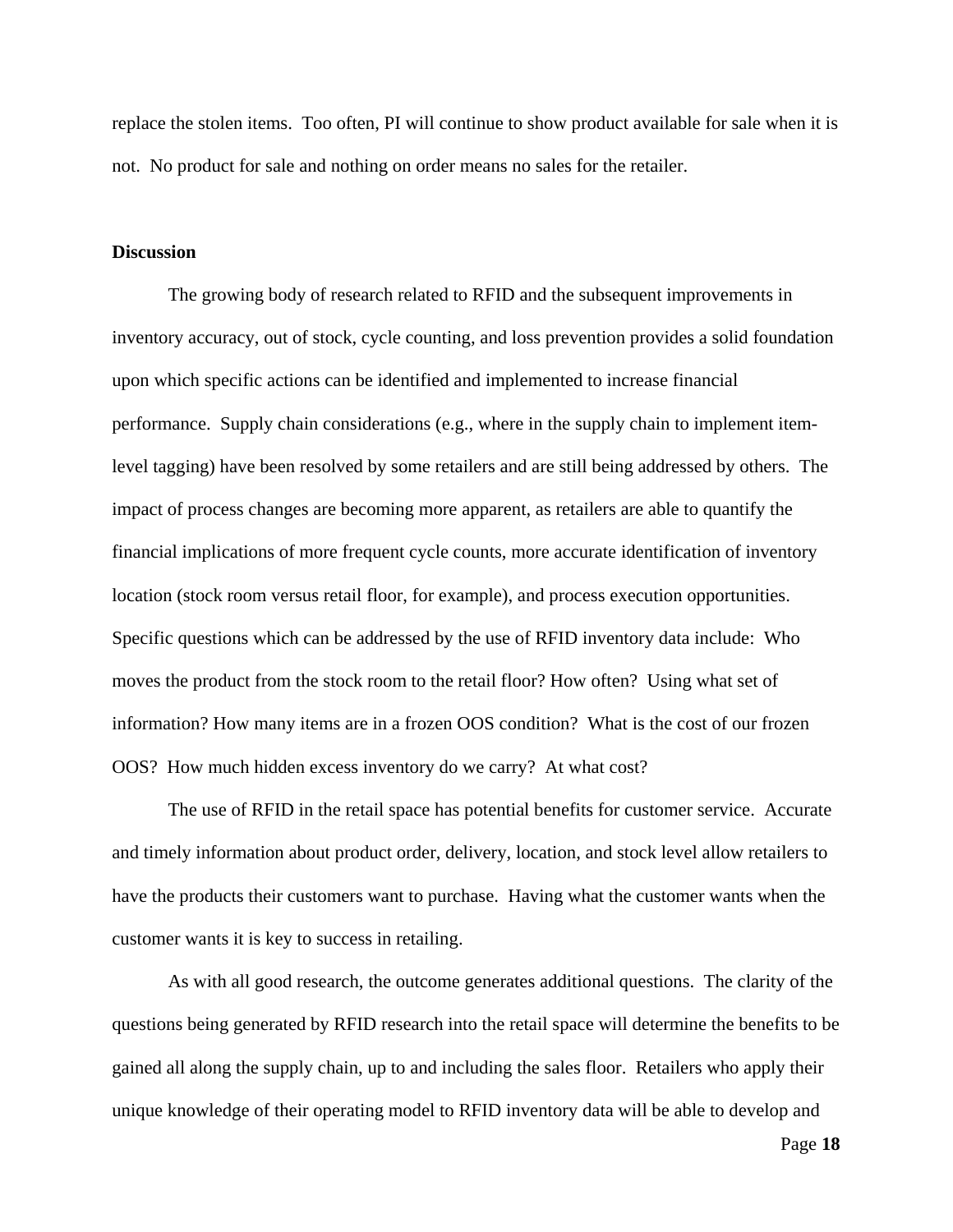replace the stolen items. Too often, PI will continue to show product available for sale when it is not. No product for sale and nothing on order means no sales for the retailer.

**Discussion**

The growing body of research related to RFID and the subsequent improvements in inventory accuracy, out of stock, cycle counting, and loss prevention provides a solid foundation upon which specific actions can be identified and implemented to increase financial performance. Supply chain considerations (e.g., where in the supply chain to implement item-level tagging) have been resolved by some retailers and are still being addressed by others. The impact of process changes are becoming more apparent, as retailers are able to quantify the financial implications of more frequent cycle counts, more accurate identification of inventory location (stock room versus retail floor, for example), and process execution opportunities. Specific questions which can be addressed by the use of RFID inventory data include: Who moves the product from the stock room to the retail floor? How often? Using what set of information? How many items are in a frozen OOS condition? What is the cost of our frozen OOS? How much hidden excess inventory do we carry? At what cost?

The use of RFID in the retail space has potential benefits for customer service. Accurate and timely information about product order, delivery, location, and stock level allow retailers to have the products their customers want to purchase. Having what the customer wants when the customer wants it is key to success in retailing.

As with all good research, the outcome generates additional questions. The clarity of the questions being generated by RFID research into the retail space will determine the benefits to be gained all along the supply chain, up to and including the sales floor. Retailers who apply their unique knowledge of their operating model to RFID inventory data will be able to develop and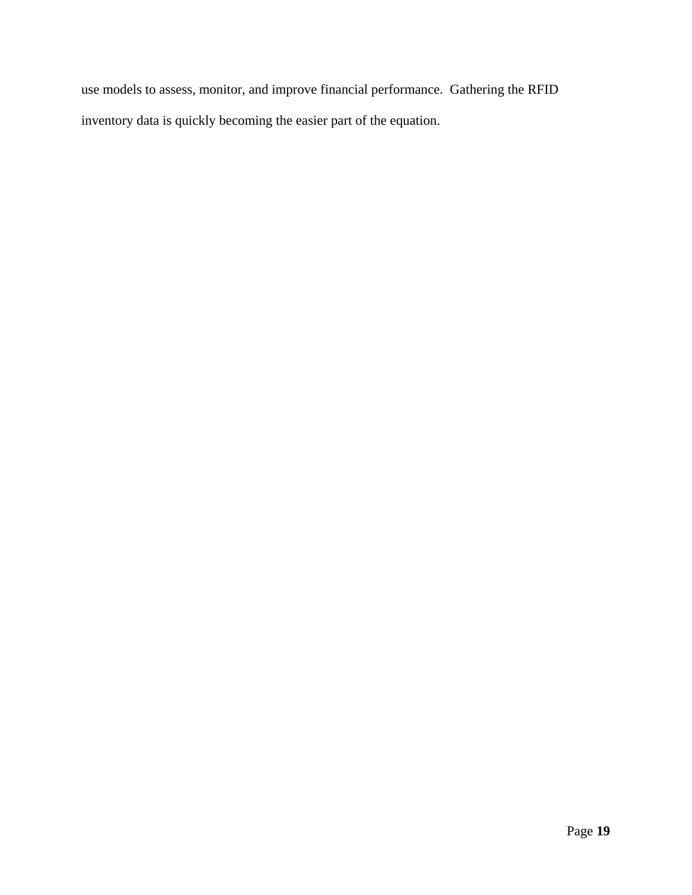use models to assess, monitor, and improve financial performance. Gathering the RFID inventory data is quickly becoming the easier part of the equation.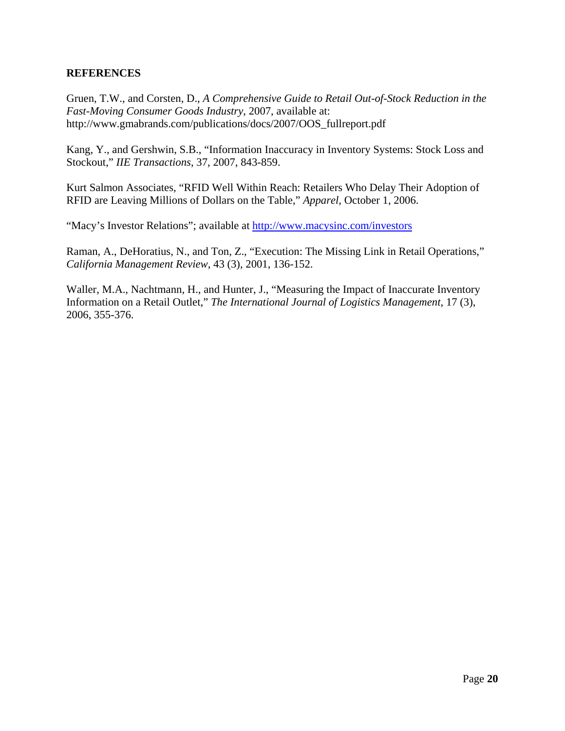## REFERENCES

Gruen, T.W., and Corsten, D., *A Comprehensive Guide to Retail Out-of-Stock Reduction in the Fast-Moving Consumer Goods Industry*, 2007, available at: http://www.gmabrands.com/publications/docs/2007/OOS_fullreport.pdf

Kang, Y., and Gershwin, S.B., "Information Inaccuracy in Inventory Systems: Stock Loss and Stockout," *IIE Transactions*, 37, 2007, 843-859.

Kurt Salmon Associates, "RFID Well Within Reach: Retailers Who Delay Their Adoption of RFID are Leaving Millions of Dollars on the Table," *Apparel*, October 1, 2006.

"Macy's Investor Relations"; available at [http://www.macysinc.com/investors](http://www.macysinc.com/investors)

Raman, A., DeHoratius, N., and Ton, Z., "Execution: The Missing Link in Retail Operations," *California Management Review*, 43 (3), 2001, 136-152.

Waller, M.A., Nachtmann, H., and Hunter, J., "Measuring the Impact of Inaccurate Inventory Information on a Retail Outlet," *The International Journal of Logistics Management*, 17 (3), 2006, 355-376.